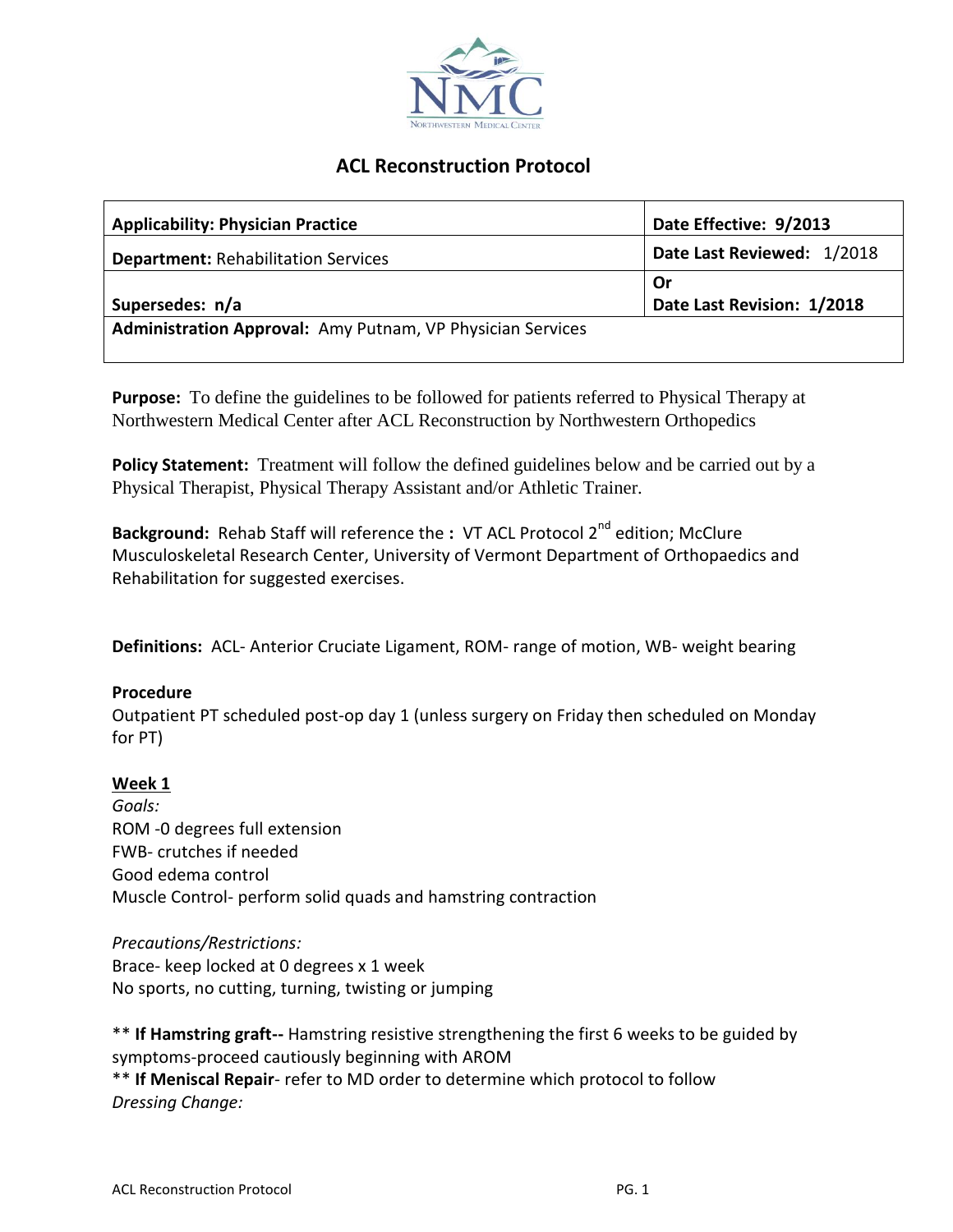# ACL Reconstruction Protocol

| Applicability: Physician Practice | Date Effective: 9/2013 |
|---|---|
| **Department:** Rehabilitation Services | **Date Last Reviewed:** 1/2018 |
| **Supersedes: n/a** | **Or**<br>**Date Last Revision: 1/2018** |
| **Administration Approval:** Amy Putnam, VP Physician Services | |

**Purpose:** To define the guidelines to be followed for patients referred to Physical Therapy at Northwestern Medical Center after ACL Reconstruction by Northwestern Orthopedics

**Policy Statement:** Treatment will follow the defined guidelines below and be carried out by a Physical Therapist, Physical Therapy Assistant and/or Athletic Trainer.

**Background:** Rehab Staff will reference the **:** VT ACL Protocol 2nd edition; McClure Musculoskeletal Research Center, University of Vermont Department of Orthopaedics and Rehabilitation for suggested exercises.

**Definitions:** ACL- Anterior Cruciate Ligament, ROM- range of motion, WB- weight bearing

**Procedure**

Outpatient PT scheduled post-op day 1 (unless surgery on Friday then scheduled on Monday for PT)

**<u>Week 1</u>**

*Goals:*

ROM -0 degrees full extension

FWB- crutches if needed

Good edema control

Muscle Control- perform solid quads and hamstring contraction

*Precautions/Restrictions:*

Brace- keep locked at 0 degrees x 1 week

No sports, no cutting, turning, twisting or jumping

** **If Hamstring graft--** Hamstring resistive strengthening the first 6 weeks to be guided by symptoms-proceed cautiously beginning with AROM

** **If Meniscal Repair**- refer to MD order to determine which protocol to follow

*Dressing Change:*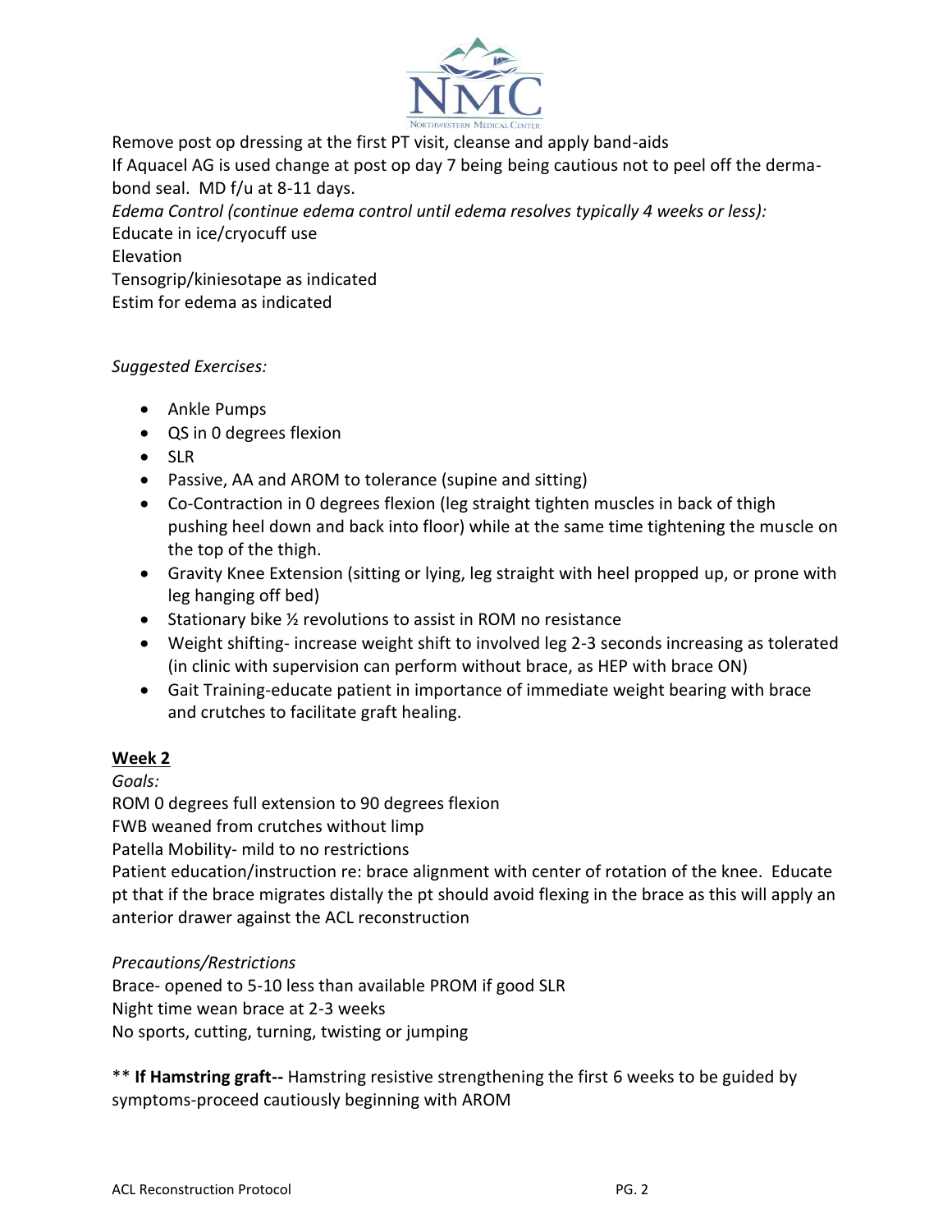Remove post op dressing at the first PT visit, cleanse and apply band-aids
If Aquacel AG is used change at post op day 7 being being cautious not to peel off the derma-bond seal. MD f/u at 8-11 days.
*Edema Control (continue edema control until edema resolves typically 4 weeks or less):*
Educate in ice/cryocuff use
Elevation
Tensogrip/kiniesotape as indicated
Estim for edema as indicated

*Suggested Exercises:*

- Ankle Pumps
- QS in 0 degrees flexion
- SLR
- Passive, AA and AROM to tolerance (supine and sitting)
- Co-Contraction in 0 degrees flexion (leg straight tighten muscles in back of thigh pushing heel down and back into floor) while at the same time tightening the muscle on the top of the thigh.
- Gravity Knee Extension (sitting or lying, leg straight with heel propped up, or prone with leg hanging off bed)
- Stationary bike ½ revolutions to assist in ROM no resistance
- Weight shifting- increase weight shift to involved leg 2-3 seconds increasing as tolerated (in clinic with supervision can perform without brace, as HEP with brace ON)
- Gait Training-educate patient in importance of immediate weight bearing with brace and crutches to facilitate graft healing.

## Week 2

*Goals:*
ROM 0 degrees full extension to 90 degrees flexion
FWB weaned from crutches without limp
Patella Mobility- mild to no restrictions
Patient education/instruction re: brace alignment with center of rotation of the knee. Educate pt that if the brace migrates distally the pt should avoid flexing in the brace as this will apply an anterior drawer against the ACL reconstruction

*Precautions/Restrictions*
Brace- opened to 5-10 less than available PROM if good SLR
Night time wean brace at 2-3 weeks
No sports, cutting, turning, twisting or jumping

** **If Hamstring graft--** Hamstring resistive strengthening the first 6 weeks to be guided by symptoms-proceed cautiously beginning with AROM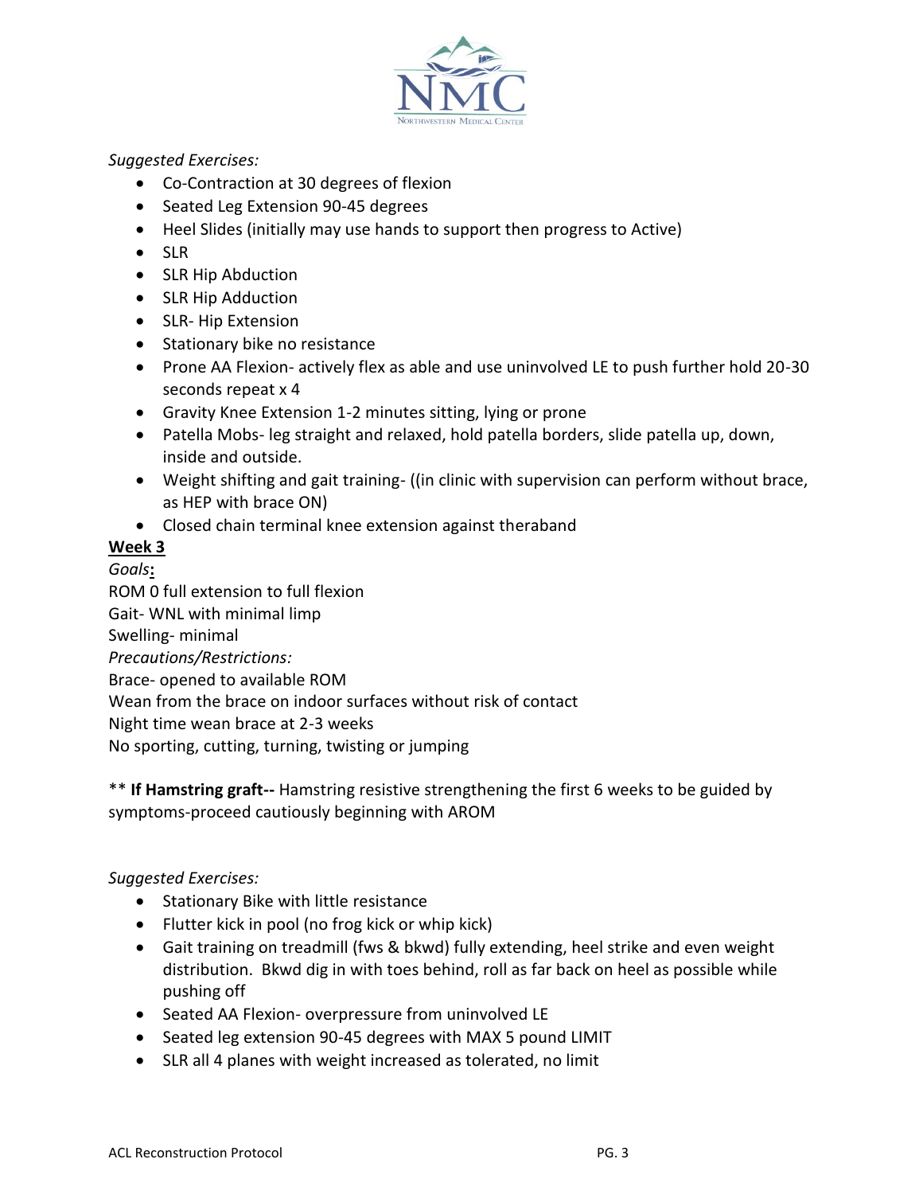*Suggested Exercises:*

- Co-Contraction at 30 degrees of flexion
- Seated Leg Extension 90-45 degrees
- Heel Slides (initially may use hands to support then progress to Active)
- SLR
- SLR Hip Abduction
- SLR Hip Adduction
- SLR- Hip Extension
- Stationary bike no resistance
- Prone AA Flexion- actively flex as able and use uninvolved LE to push further hold 20-30 seconds repeat x 4
- Gravity Knee Extension 1-2 minutes sitting, lying or prone
- Patella Mobs- leg straight and relaxed, hold patella borders, slide patella up, down, inside and outside.
- Weight shifting and gait training- ((in clinic with supervision can perform without brace, as HEP with brace ON)
- Closed chain terminal knee extension against theraband

**Week 3**

*Goals:*

ROM 0 full extension to full flexion
Gait- WNL with minimal limp
Swelling- minimal

*Precautions/Restrictions:*

Brace- opened to available ROM
Wean from the brace on indoor surfaces without risk of contact
Night time wean brace at 2-3 weeks
No sporting, cutting, turning, twisting or jumping

** **If Hamstring graft--** Hamstring resistive strengthening the first 6 weeks to be guided by symptoms-proceed cautiously beginning with AROM

*Suggested Exercises:*

- Stationary Bike with little resistance
- Flutter kick in pool (no frog kick or whip kick)
- Gait training on treadmill (fws & bkwd) fully extending, heel strike and even weight distribution. Bkwd dig in with toes behind, roll as far back on heel as possible while pushing off
- Seated AA Flexion- overpressure from uninvolved LE
- Seated leg extension 90-45 degrees with MAX 5 pound LIMIT
- SLR all 4 planes with weight increased as tolerated, no limit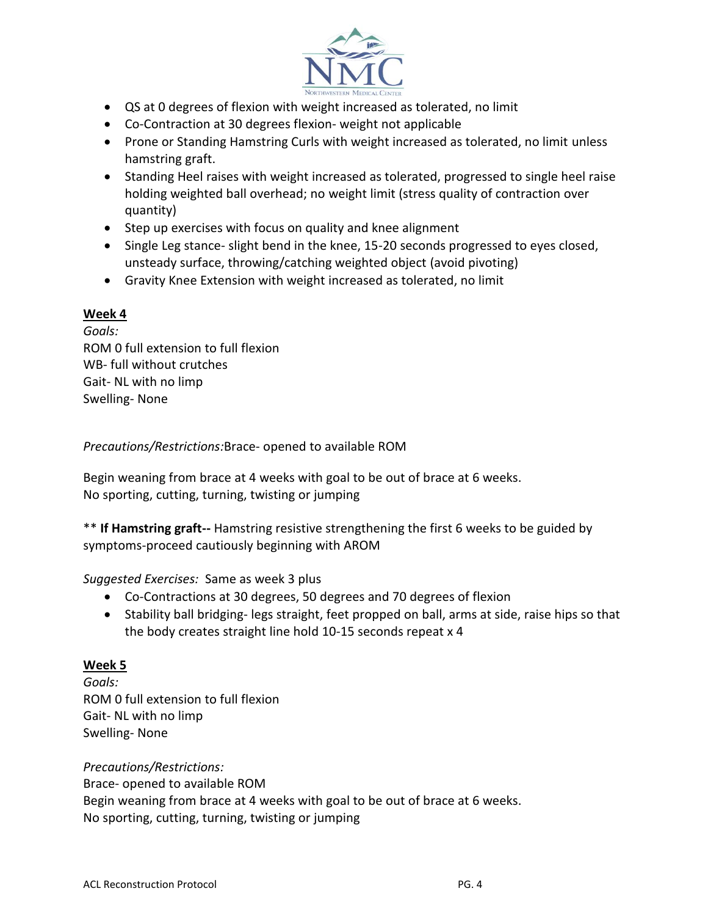- QS at 0 degrees of flexion with weight increased as tolerated, no limit
- Co-Contraction at 30 degrees flexion- weight not applicable
- Prone or Standing Hamstring Curls with weight increased as tolerated, no limit unless hamstring graft.
- Standing Heel raises with weight increased as tolerated, progressed to single heel raise holding weighted ball overhead; no weight limit (stress quality of contraction over quantity)
- Step up exercises with focus on quality and knee alignment
- Single Leg stance- slight bend in the knee, 15-20 seconds progressed to eyes closed, unsteady surface, throwing/catching weighted object (avoid pivoting)
- Gravity Knee Extension with weight increased as tolerated, no limit

## Week 4

*Goals:*
ROM 0 full extension to full flexion
WB- full without crutches
Gait- NL with no limp
Swelling- None

*Precautions/Restrictions:* Brace- opened to available ROM

Begin weaning from brace at 4 weeks with goal to be out of brace at 6 weeks.
No sporting, cutting, turning, twisting or jumping

** **If Hamstring graft--** Hamstring resistive strengthening the first 6 weeks to be guided by symptoms-proceed cautiously beginning with AROM

*Suggested Exercises:* Same as week 3 plus

- Co-Contractions at 30 degrees, 50 degrees and 70 degrees of flexion
- Stability ball bridging- legs straight, feet propped on ball, arms at side, raise hips so that the body creates straight line hold 10-15 seconds repeat x 4

## Week 5

*Goals:*
ROM 0 full extension to full flexion
Gait- NL with no limp
Swelling- None

*Precautions/Restrictions:*
Brace- opened to available ROM
Begin weaning from brace at 4 weeks with goal to be out of brace at 6 weeks.
No sporting, cutting, turning, twisting or jumping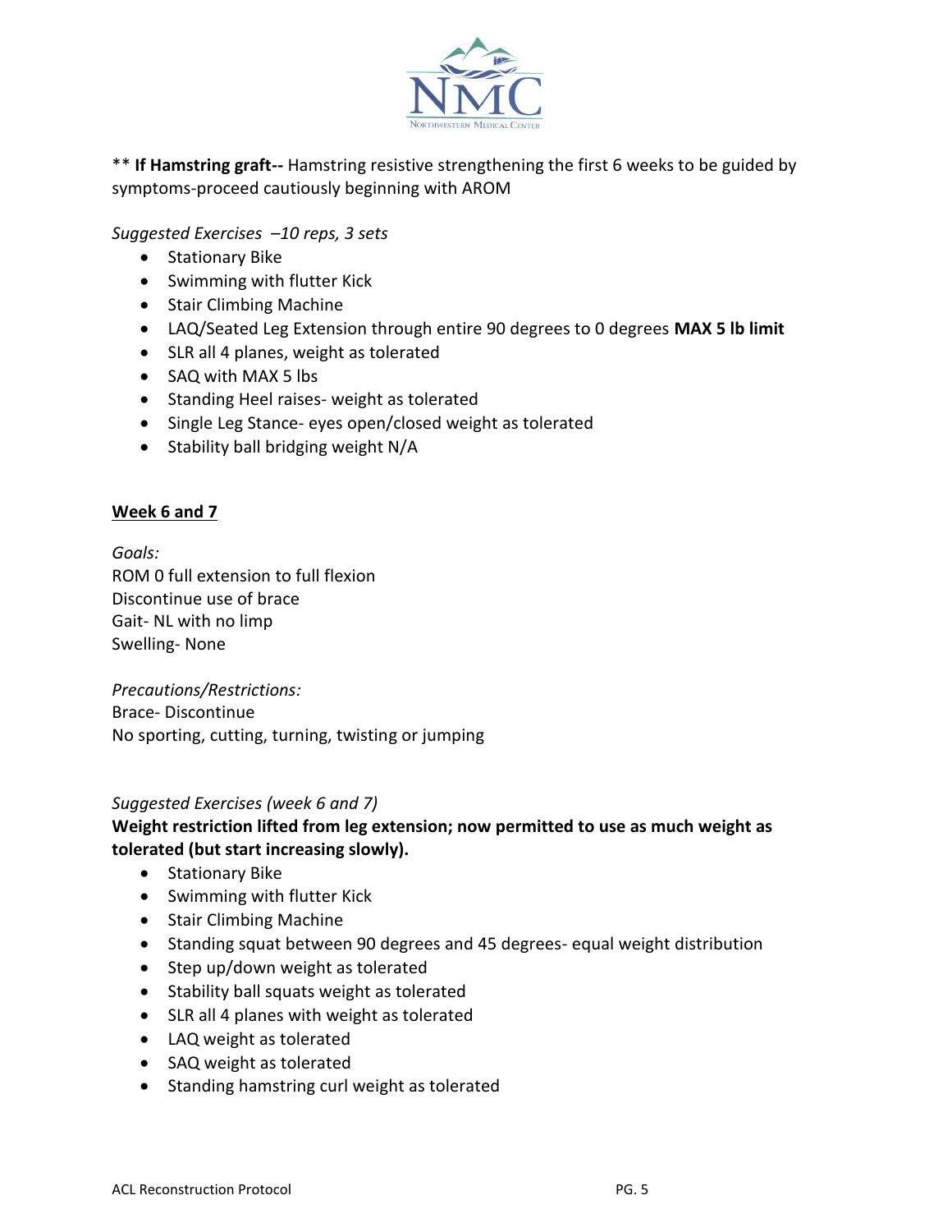** **If Hamstring graft--** Hamstring resistive strengthening the first 6 weeks to be guided by symptoms-proceed cautiously beginning with AROM

*Suggested Exercises –10 reps, 3 sets*

- Stationary Bike
- Swimming with flutter Kick
- Stair Climbing Machine
- LAQ/Seated Leg Extension through entire 90 degrees to 0 degrees **MAX 5 lb limit**
- SLR all 4 planes, weight as tolerated
- SAQ with MAX 5 lbs
- Standing Heel raises- weight as tolerated
- Single Leg Stance- eyes open/closed weight as tolerated
- Stability ball bridging weight N/A

## Week 6 and 7

*Goals:*
ROM 0 full extension to full flexion
Discontinue use of brace
Gait- NL with no limp
Swelling- None

*Precautions/Restrictions:*
Brace- Discontinue
No sporting, cutting, turning, twisting or jumping

*Suggested Exercises (week 6 and 7)*

**Weight restriction lifted from leg extension; now permitted to use as much weight as tolerated (but start increasing slowly).**

- Stationary Bike
- Swimming with flutter Kick
- Stair Climbing Machine
- Standing squat between 90 degrees and 45 degrees- equal weight distribution
- Step up/down weight as tolerated
- Stability ball squats weight as tolerated
- SLR all 4 planes with weight as tolerated
- LAQ weight as tolerated
- SAQ weight as tolerated
- Standing hamstring curl weight as tolerated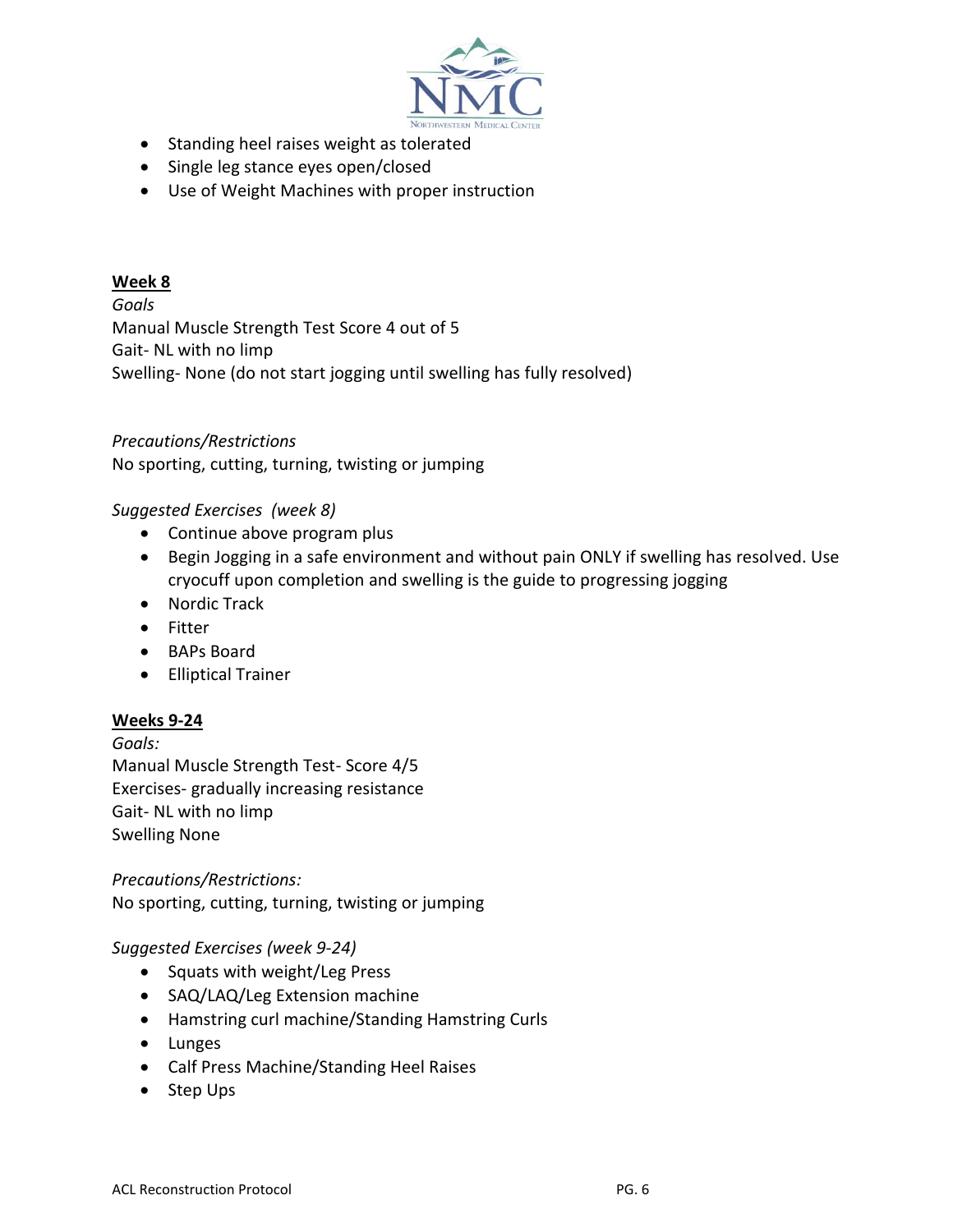- Standing heel raises weight as tolerated
- Single leg stance eyes open/closed
- Use of Weight Machines with proper instruction

## Week 8

*Goals*

Manual Muscle Strength Test Score 4 out of 5

Gait- NL with no limp

Swelling- None (do not start jogging until swelling has fully resolved)

*Precautions/Restrictions*

No sporting, cutting, turning, twisting or jumping

*Suggested Exercises (week 8)*

- Continue above program plus
- Begin Jogging in a safe environment and without pain ONLY if swelling has resolved. Use cryocuff upon completion and swelling is the guide to progressing jogging
- Nordic Track
- Fitter
- BAPs Board
- Elliptical Trainer

## Weeks 9-24

*Goals:*

Manual Muscle Strength Test- Score 4/5

Exercises- gradually increasing resistance

Gait- NL with no limp

Swelling None

*Precautions/Restrictions:*

No sporting, cutting, turning, twisting or jumping

*Suggested Exercises (week 9-24)*

- Squats with weight/Leg Press
- SAQ/LAQ/Leg Extension machine
- Hamstring curl machine/Standing Hamstring Curls
- Lunges
- Calf Press Machine/Standing Heel Raises
- Step Ups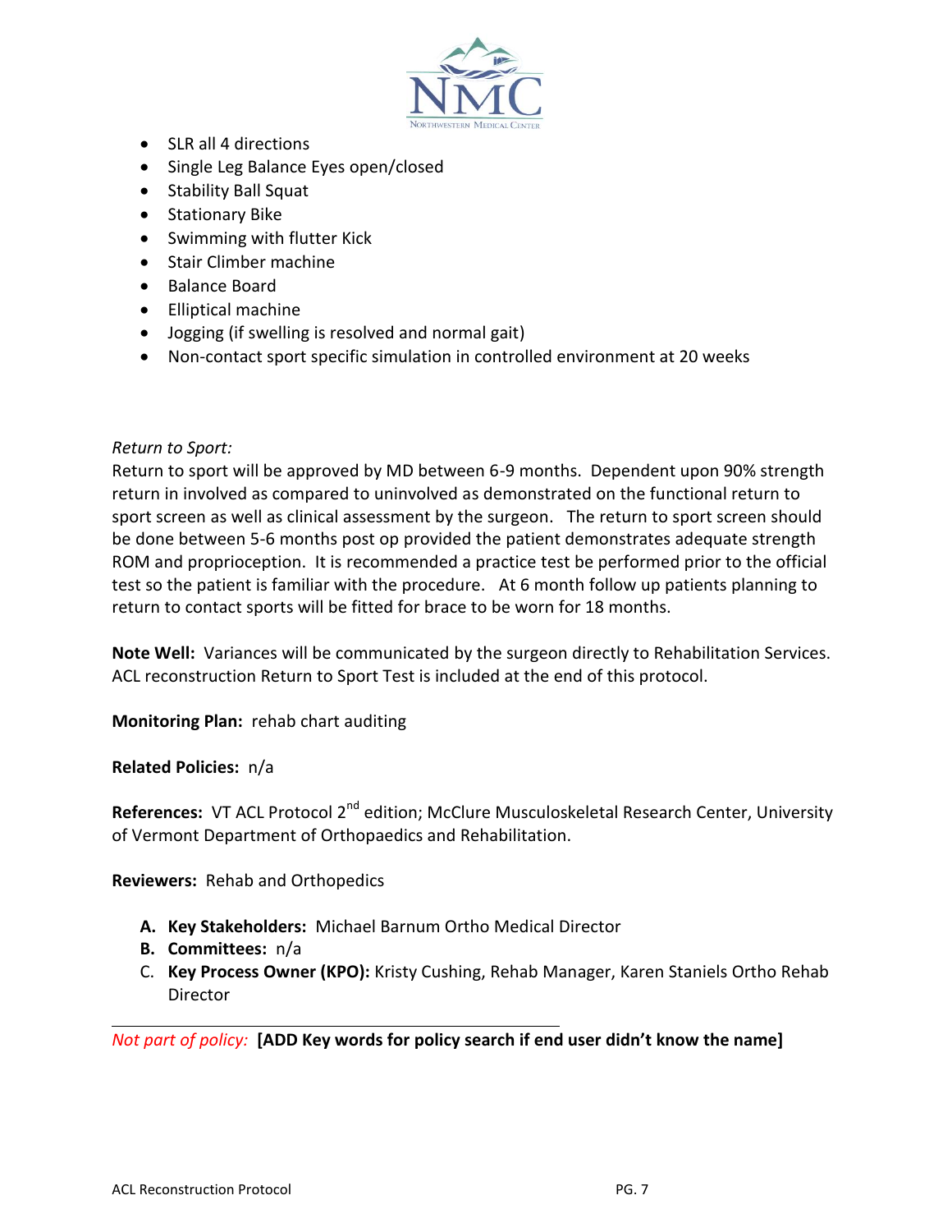- SLR all 4 directions
- Single Leg Balance Eyes open/closed
- Stability Ball Squat
- Stationary Bike
- Swimming with flutter Kick
- Stair Climber machine
- Balance Board
- Elliptical machine
- Jogging (if swelling is resolved and normal gait)
- Non-contact sport specific simulation in controlled environment at 20 weeks

*Return to Sport:*

Return to sport will be approved by MD between 6-9 months. Dependent upon 90% strength return in involved as compared to uninvolved as demonstrated on the functional return to sport screen as well as clinical assessment by the surgeon. The return to sport screen should be done between 5-6 months post op provided the patient demonstrates adequate strength ROM and proprioception. It is recommended a practice test be performed prior to the official test so the patient is familiar with the procedure. At 6 month follow up patients planning to return to contact sports will be fitted for brace to be worn for 18 months.

**Note Well:** Variances will be communicated by the surgeon directly to Rehabilitation Services. ACL reconstruction Return to Sport Test is included at the end of this protocol.

**Monitoring Plan:** rehab chart auditing

**Related Policies:** n/a

**References:** VT ACL Protocol 2nd edition; McClure Musculoskeletal Research Center, University of Vermont Department of Orthopaedics and Rehabilitation.

**Reviewers:** Rehab and Orthopedics

A. **Key Stakeholders:** Michael Barnum Ortho Medical Director
B. **Committees:** n/a
C. **Key Process Owner (KPO):** Kristy Cushing, Rehab Manager, Karen Staniels Ortho Rehab Director

---

*Not part of policy:* **[ADD Key words for policy search if end user didn't know the name]**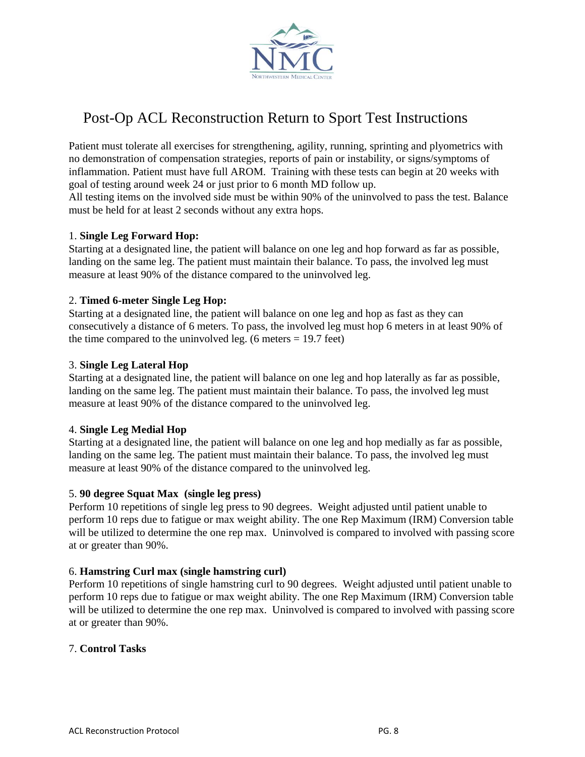# Post-Op ACL Reconstruction Return to Sport Test Instructions

Patient must tolerate all exercises for strengthening, agility, running, sprinting and plyometrics with no demonstration of compensation strategies, reports of pain or instability, or signs/symptoms of inflammation. Patient must have full AROM. Training with these tests can begin at 20 weeks with goal of testing around week 24 or just prior to 6 month MD follow up.
All testing items on the involved side must be within 90% of the uninvolved to pass the test. Balance must be held for at least 2 seconds without any extra hops.

1. **Single Leg Forward Hop:**
Starting at a designated line, the patient will balance on one leg and hop forward as far as possible, landing on the same leg. The patient must maintain their balance. To pass, the involved leg must measure at least 90% of the distance compared to the uninvolved leg.

2. **Timed 6-meter Single Leg Hop:**
Starting at a designated line, the patient will balance on one leg and hop as fast as they can consecutively a distance of 6 meters. To pass, the involved leg must hop 6 meters in at least 90% of the time compared to the uninvolved leg. (6 meters = 19.7 feet)

3. **Single Leg Lateral Hop**
Starting at a designated line, the patient will balance on one leg and hop laterally as far as possible, landing on the same leg. The patient must maintain their balance. To pass, the involved leg must measure at least 90% of the distance compared to the uninvolved leg.

4. **Single Leg Medial Hop**
Starting at a designated line, the patient will balance on one leg and hop medially as far as possible, landing on the same leg. The patient must maintain their balance. To pass, the involved leg must measure at least 90% of the distance compared to the uninvolved leg.

5. **90 degree Squat Max (single leg press)**
Perform 10 repetitions of single leg press to 90 degrees. Weight adjusted until patient unable to perform 10 reps due to fatigue or max weight ability. The one Rep Maximum (IRM) Conversion table will be utilized to determine the one rep max. Uninvolved is compared to involved with passing score at or greater than 90%.

6. **Hamstring Curl max (single hamstring curl)**
Perform 10 repetitions of single hamstring curl to 90 degrees. Weight adjusted until patient unable to perform 10 reps due to fatigue or max weight ability. The one Rep Maximum (IRM) Conversion table will be utilized to determine the one rep max. Uninvolved is compared to involved with passing score at or greater than 90%.

7. **Control Tasks**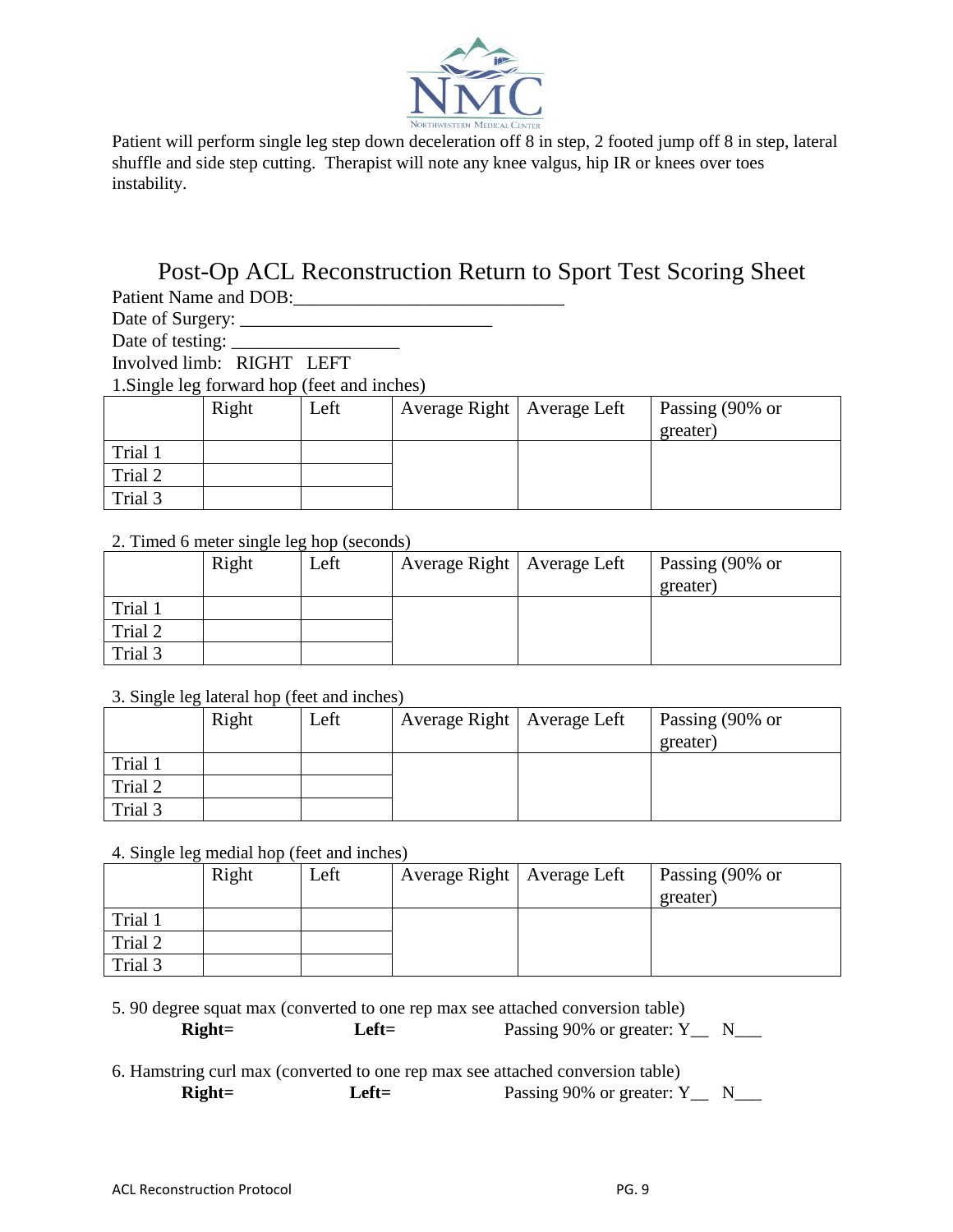Patient will perform single leg step down deceleration off 8 in step, 2 footed jump off 8 in step, lateral shuffle and side step cutting. Therapist will note any knee valgus, hip IR or knees over toes instability.

# Post-Op ACL Reconstruction Return to Sport Test Scoring Sheet

Patient Name and DOB:____________________________

Date of Surgery: ___________________________

Date of testing: __________________

Involved limb: RIGHT LEFT

1.Single leg forward hop (feet and inches)

| | Right | Left | Average Right | Average Left | Passing (90% or greater) |
|---|---|---|---|---|---|
| Trial 1 | | | | | |
| Trial 2 | | | | | |
| Trial 3 | | | | | |

2. Timed 6 meter single leg hop (seconds)

| | Right | Left | Average Right | Average Left | Passing (90% or greater) |
|---|---|---|---|---|---|
| Trial 1 | | | | | |
| Trial 2 | | | | | |
| Trial 3 | | | | | |

3. Single leg lateral hop (feet and inches)

| | Right | Left | Average Right | Average Left | Passing (90% or greater) |
|---|---|---|---|---|---|
| Trial 1 | | | | | |
| Trial 2 | | | | | |
| Trial 3 | | | | | |

4. Single leg medial hop (feet and inches)

| | Right | Left | Average Right | Average Left | Passing (90% or greater) |
|---|---|---|---|---|---|
| Trial 1 | | | | | |
| Trial 2 | | | | | |
| Trial 3 | | | | | |

5. 90 degree squat max (converted to one rep max see attached conversion table)

**Right=** **Left=** Passing 90% or greater: Y__ N___

6. Hamstring curl max (converted to one rep max see attached conversion table)

**Right=** **Left=** Passing 90% or greater: Y__ N___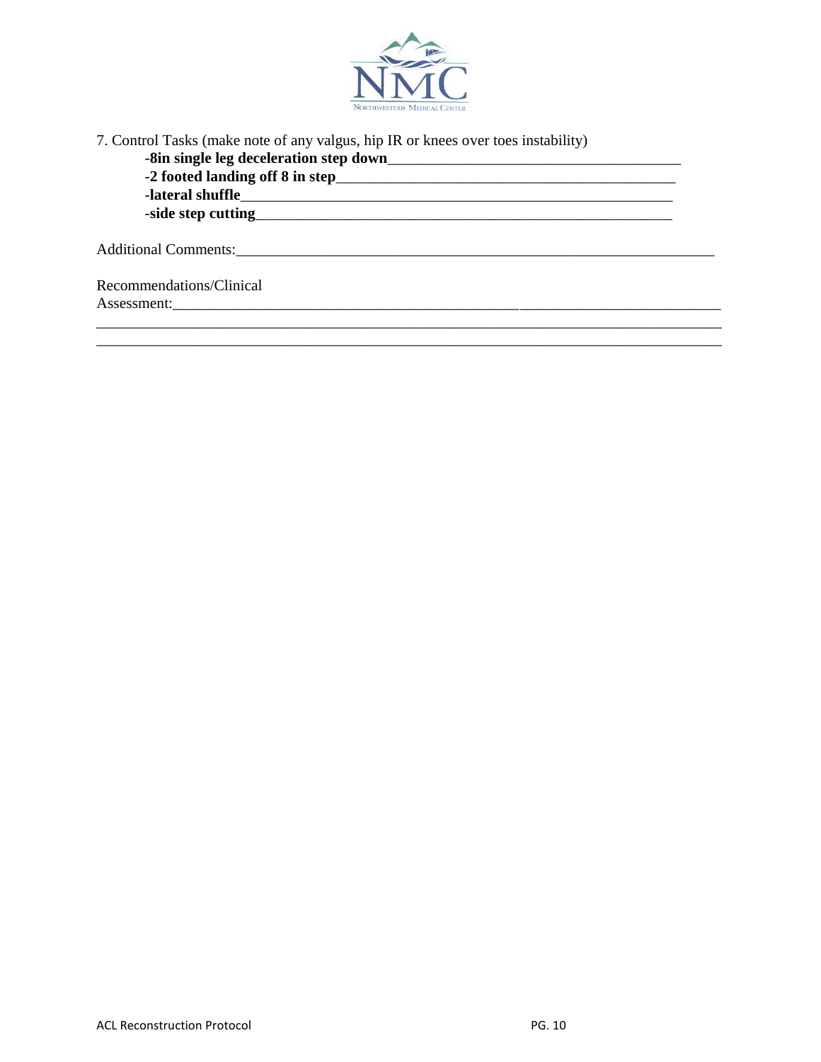7. Control Tasks (make note of any valgus, hip IR or knees over toes instability)

- **-8in single leg deceleration step down**\_\_\_\_\_\_\_\_\_\_\_\_\_\_\_\_\_\_\_\_\_\_\_\_\_\_\_\_\_\_\_\_\_\_\_\_\_\_
- **-2 footed landing off 8 in step**\_\_\_\_\_\_\_\_\_\_\_\_\_\_\_\_\_\_\_\_\_\_\_\_\_\_\_\_\_\_\_\_\_\_\_\_\_\_\_\_\_\_\_\_
- **-lateral shuffle**\_\_\_\_\_\_\_\_\_\_\_\_\_\_\_\_\_\_\_\_\_\_\_\_\_\_\_\_\_\_\_\_\_\_\_\_\_\_\_\_\_\_\_\_\_\_\_\_\_\_\_\_\_\_\_\_
- **-side step cutting**\_\_\_\_\_\_\_\_\_\_\_\_\_\_\_\_\_\_\_\_\_\_\_\_\_\_\_\_\_\_\_\_\_\_\_\_\_\_\_\_\_\_\_\_\_\_\_\_\_\_\_\_\_\_

Additional Comments:\_\_\_\_\_\_\_\_\_\_\_\_\_\_\_\_\_\_\_\_\_\_\_\_\_\_\_\_\_\_\_\_\_\_\_\_\_\_\_\_\_\_\_\_\_\_\_\_\_\_\_\_\_\_\_\_\_\_\_\_\_\_

Recommendations/Clinical
Assessment:\_\_\_\_\_\_\_\_\_\_\_\_\_\_\_\_\_\_\_\_\_\_\_\_\_\_\_\_\_\_\_\_\_\_\_\_\_\_\_\_\_\_\_\_\_\_\_\_\_\_\_\_\_\_\_\_\_\_\_\_\_\_\_\_\_\_\_\_\_\_\_\_\_\_\_\_
\_\_\_\_\_\_\_\_\_\_\_\_\_\_\_\_\_\_\_\_\_\_\_\_\_\_\_\_\_\_\_\_\_\_\_\_\_\_\_\_\_\_\_\_\_\_\_\_\_\_\_\_\_\_\_\_\_\_\_\_\_\_\_\_\_\_\_\_\_\_\_\_\_\_\_\_\_\_\_\_\_\_\_\_\_
\_\_\_\_\_\_\_\_\_\_\_\_\_\_\_\_\_\_\_\_\_\_\_\_\_\_\_\_\_\_\_\_\_\_\_\_\_\_\_\_\_\_\_\_\_\_\_\_\_\_\_\_\_\_\_\_\_\_\_\_\_\_\_\_\_\_\_\_\_\_\_\_\_\_\_\_\_\_\_\_\_\_\_\_\_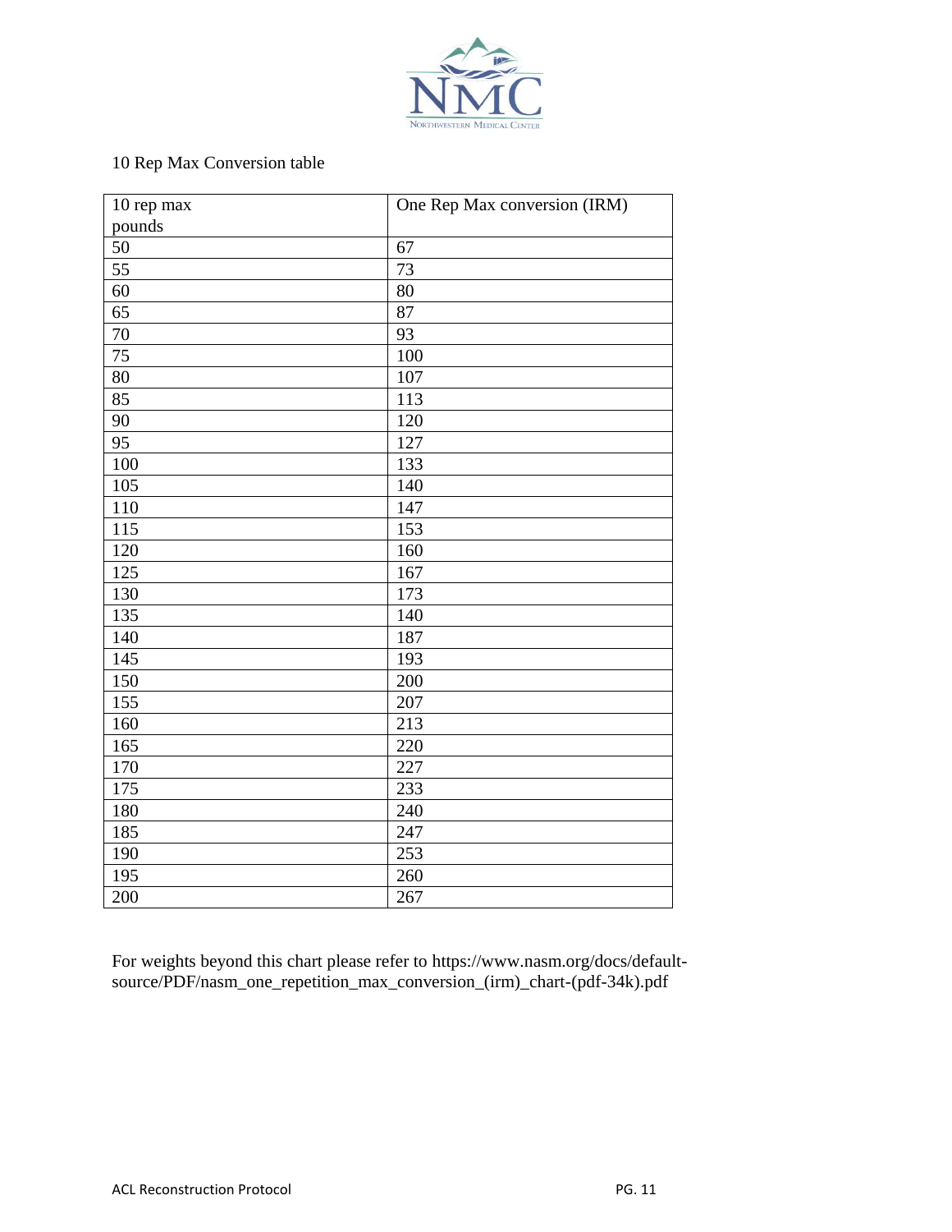10 Rep Max Conversion table

| 10 rep max pounds | One Rep Max conversion (IRM) |
|---|---|
| 50 | 67 |
| 55 | 73 |
| 60 | 80 |
| 65 | 87 |
| 70 | 93 |
| 75 | 100 |
| 80 | 107 |
| 85 | 113 |
| 90 | 120 |
| 95 | 127 |
| 100 | 133 |
| 105 | 140 |
| 110 | 147 |
| 115 | 153 |
| 120 | 160 |
| 125 | 167 |
| 130 | 173 |
| 135 | 140 |
| 140 | 187 |
| 145 | 193 |
| 150 | 200 |
| 155 | 207 |
| 160 | 213 |
| 165 | 220 |
| 170 | 227 |
| 175 | 233 |
| 180 | 240 |
| 185 | 247 |
| 190 | 253 |
| 195 | 260 |
| 200 | 267 |

For weights beyond this chart please refer to https://www.nasm.org/docs/default-source/PDF/nasm_one_repetition_max_conversion_(irm)_chart-(pdf-34k).pdf